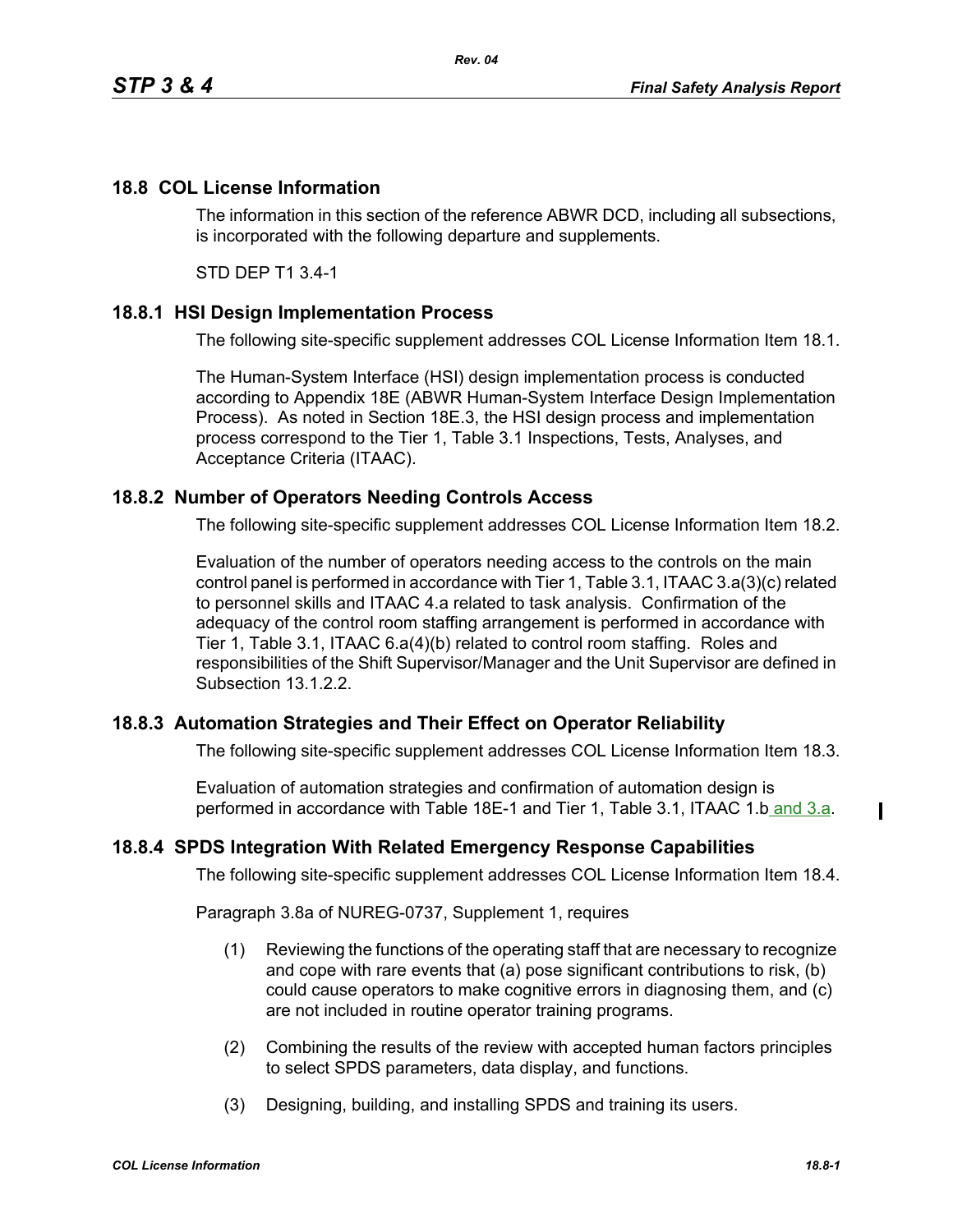## 18.8 COL License Information

The information in this section of the reference ABWR DCD, including all subsections, is incorporated with the following departure and supplements.

STD DEP T1 3.4-1

### 18.8.1 HSI Design Implementation Process

The following site-specific supplement addresses COL License Information Item 18.1.

The Human-System Interface (HSI) design implementation process is conducted according to Appendix 18E (ABWR Human-System Interface Design Implementation Process). As noted in Section 18E.3, the HSI design process and implementation process correspond to the Tier 1, Table 3.1 Inspections, Tests, Analyses, and Acceptance Criteria (ITAAC).

### 18.8.2 Number of Operators Needing Controls Access

The following site-specific supplement addresses COL License Information Item 18.2.

Evaluation of the number of operators needing access to the controls on the main control panel is performed in accordance with Tier 1, Table 3.1, ITAAC 3.a(3)(c) related to personnel skills and ITAAC 4.a related to task analysis. Confirmation of the adequacy of the control room staffing arrangement is performed in accordance with Tier 1, Table 3.1, ITAAC 6.a(4)(b) related to control room staffing. Roles and responsibilities of the Shift Supervisor/Manager and the Unit Supervisor are defined in Subsection 13.1.2.2.

### 18.8.3 Automation Strategies and Their Effect on Operator Reliability

The following site-specific supplement addresses COL License Information Item 18.3.

Evaluation of automation strategies and confirmation of automation design is performed in accordance with Table 18E-1 and Tier 1, Table 3.1, ITAAC 1.b and 3.a.

### 18.8.4 SPDS Integration With Related Emergency Response Capabilities

The following site-specific supplement addresses COL License Information Item 18.4.

Paragraph 3.8a of NUREG-0737, Supplement 1, requires

(1) Reviewing the functions of the operating staff that are necessary to recognize and cope with rare events that (a) pose significant contributions to risk, (b) could cause operators to make cognitive errors in diagnosing them, and (c) are not included in routine operator training programs.

(2) Combining the results of the review with accepted human factors principles to select SPDS parameters, data display, and functions.

(3) Designing, building, and installing SPDS and training its users.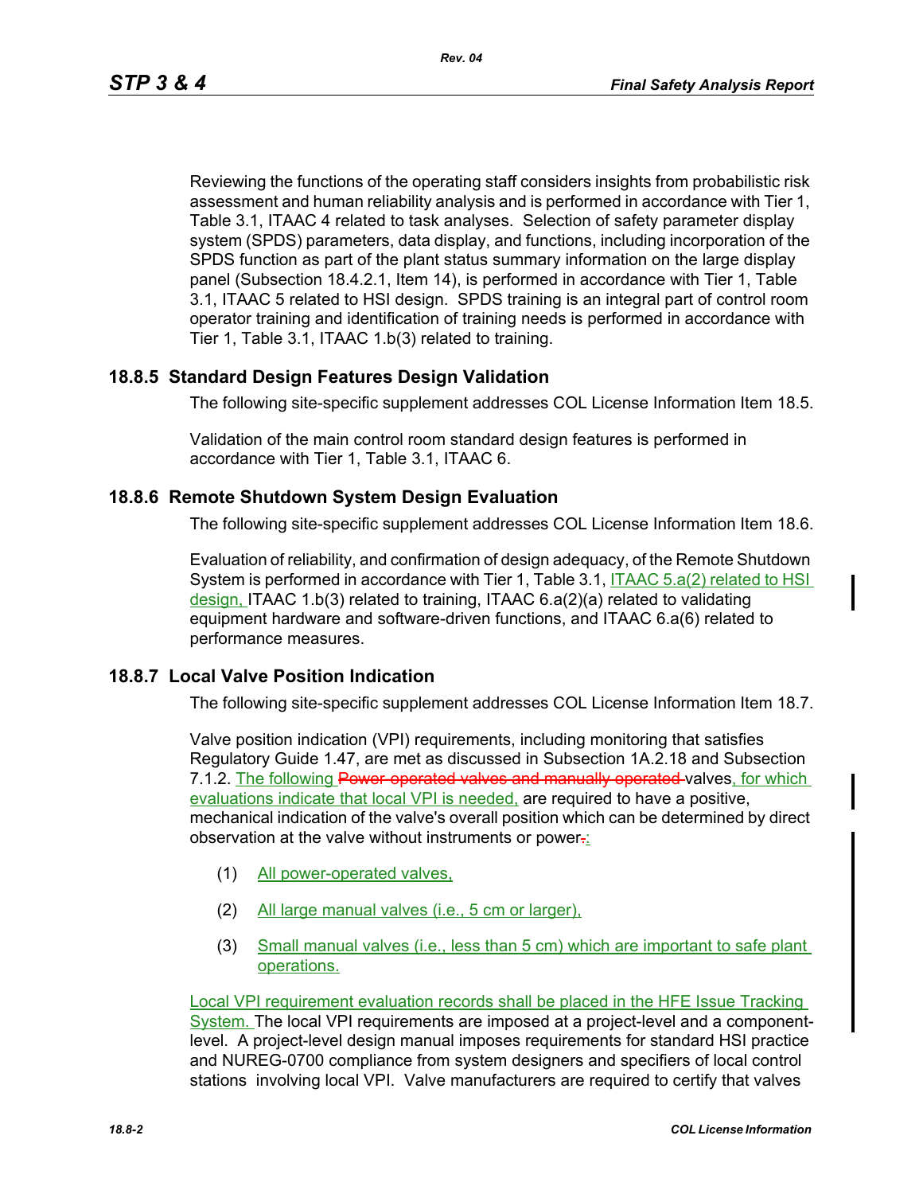Reviewing the functions of the operating staff considers insights from probabilistic risk assessment and human reliability analysis and is performed in accordance with Tier 1, Table 3.1, ITAAC 4 related to task analyses. Selection of safety parameter display system (SPDS) parameters, data display, and functions, including incorporation of the SPDS function as part of the plant status summary information on the large display panel (Subsection 18.4.2.1, Item 14), is performed in accordance with Tier 1, Table 3.1, ITAAC 5 related to HSI design. SPDS training is an integral part of control room operator training and identification of training needs is performed in accordance with Tier 1, Table 3.1, ITAAC 1.b(3) related to training.

## 18.8.5 Standard Design Features Design Validation

The following site-specific supplement addresses COL License Information Item 18.5.

Validation of the main control room standard design features is performed in accordance with Tier 1, Table 3.1, ITAAC 6.

## 18.8.6 Remote Shutdown System Design Evaluation

The following site-specific supplement addresses COL License Information Item 18.6.

Evaluation of reliability, and confirmation of design adequacy, of the Remote Shutdown System is performed in accordance with Tier 1, Table 3.1, ITAAC 5.a(2) related to HSI design, ITAAC 1.b(3) related to training, ITAAC 6.a(2)(a) related to validating equipment hardware and software-driven functions, and ITAAC 6.a(6) related to performance measures.

## 18.8.7 Local Valve Position Indication

The following site-specific supplement addresses COL License Information Item 18.7.

Valve position indication (VPI) requirements, including monitoring that satisfies Regulatory Guide 1.47, are met as discussed in Subsection 1A.2.18 and Subsection 7.1.2. The following ~~Power-operated valves and manually operated~~ valves, for which evaluations indicate that local VPI is needed, are required to have a positive, mechanical indication of the valve's overall position which can be determined by direct observation at the valve without instruments or power~~.~~:

(1) All power-operated valves,

(2) All large manual valves (i.e., 5 cm or larger),

(3) Small manual valves (i.e., less than 5 cm) which are important to safe plant operations.

Local VPI requirement evaluation records shall be placed in the HFE Issue Tracking System. The local VPI requirements are imposed at a project-level and a component-level. A project-level design manual imposes requirements for standard HSI practice and NUREG-0700 compliance from system designers and specifiers of local control stations involving local VPI. Valve manufacturers are required to certify that valves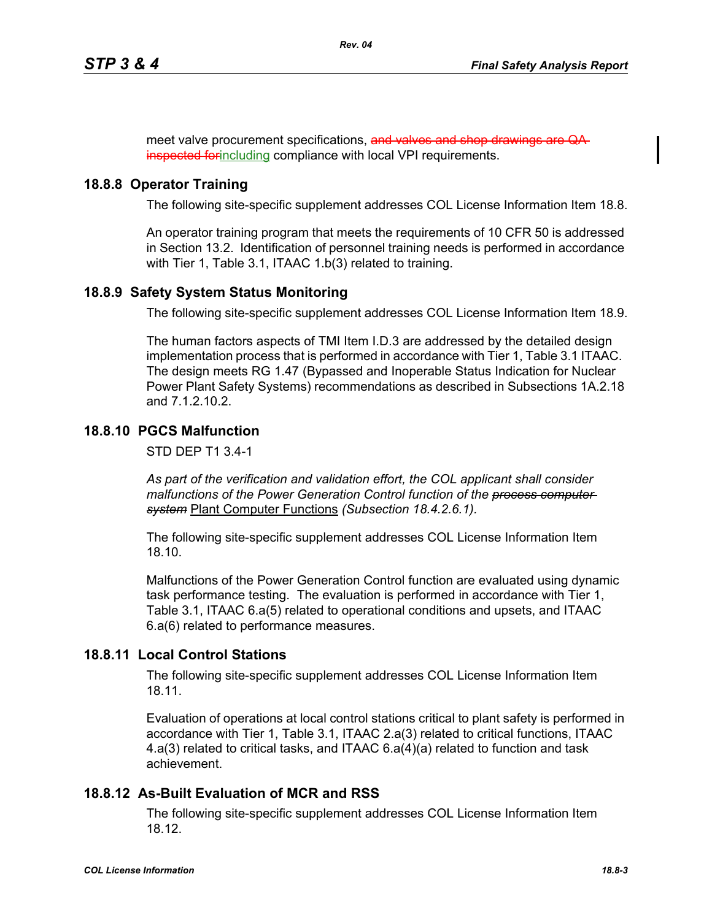meet valve procurement specifications, ~~and valves and shop drawings are QA inspected for~~including compliance with local VPI requirements.

### 18.8.8 Operator Training

The following site-specific supplement addresses COL License Information Item 18.8.

An operator training program that meets the requirements of 10 CFR 50 is addressed in Section 13.2. Identification of personnel training needs is performed in accordance with Tier 1, Table 3.1, ITAAC 1.b(3) related to training.

### 18.8.9 Safety System Status Monitoring

The following site-specific supplement addresses COL License Information Item 18.9.

The human factors aspects of TMI Item I.D.3 are addressed by the detailed design implementation process that is performed in accordance with Tier 1, Table 3.1 ITAAC. The design meets RG 1.47 (Bypassed and Inoperable Status Indication for Nuclear Power Plant Safety Systems) recommendations as described in Subsections 1A.2.18 and 7.1.2.10.2.

### 18.8.10 PGCS Malfunction

STD DEP T1 3.4-1

*As part of the verification and validation effort, the COL applicant shall consider malfunctions of the Power Generation Control function of the ~~process computer system~~* Plant Computer Functions *(Subsection 18.4.2.6.1).*

The following site-specific supplement addresses COL License Information Item 18.10.

Malfunctions of the Power Generation Control function are evaluated using dynamic task performance testing. The evaluation is performed in accordance with Tier 1, Table 3.1, ITAAC 6.a(5) related to operational conditions and upsets, and ITAAC 6.a(6) related to performance measures.

### 18.8.11 Local Control Stations

The following site-specific supplement addresses COL License Information Item 18.11.

Evaluation of operations at local control stations critical to plant safety is performed in accordance with Tier 1, Table 3.1, ITAAC 2.a(3) related to critical functions, ITAAC 4.a(3) related to critical tasks, and ITAAC 6.a(4)(a) related to function and task achievement.

### 18.8.12 As-Built Evaluation of MCR and RSS

The following site-specific supplement addresses COL License Information Item 18.12.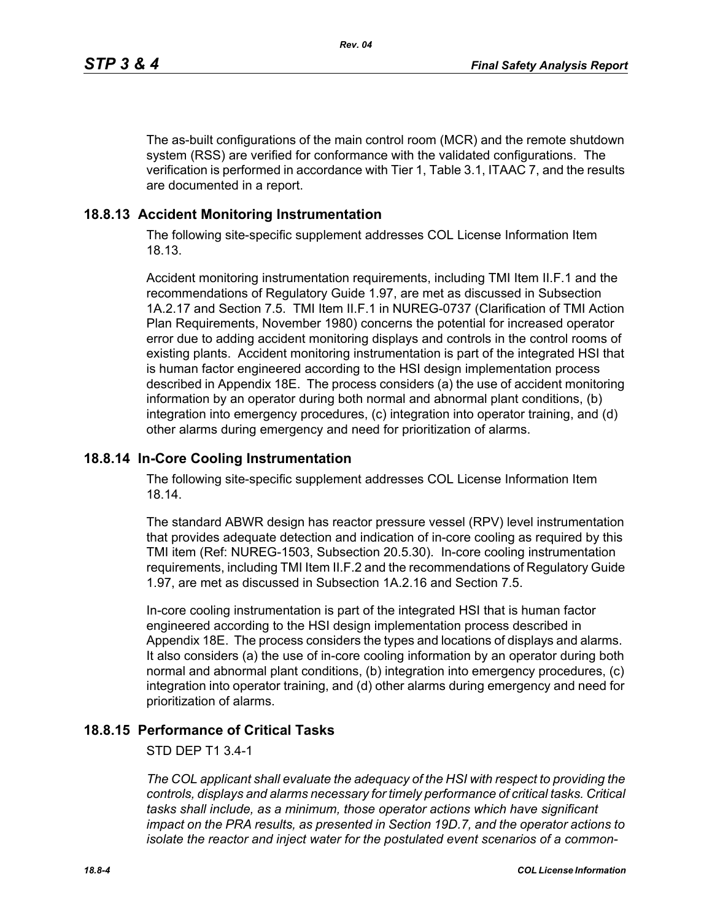The as-built configurations of the main control room (MCR) and the remote shutdown system (RSS) are verified for conformance with the validated configurations. The verification is performed in accordance with Tier 1, Table 3.1, ITAAC 7, and the results are documented in a report.

## 18.8.13 Accident Monitoring Instrumentation

The following site-specific supplement addresses COL License Information Item 18.13.

Accident monitoring instrumentation requirements, including TMI Item II.F.1 and the recommendations of Regulatory Guide 1.97, are met as discussed in Subsection 1A.2.17 and Section 7.5. TMI Item II.F.1 in NUREG-0737 (Clarification of TMI Action Plan Requirements, November 1980) concerns the potential for increased operator error due to adding accident monitoring displays and controls in the control rooms of existing plants. Accident monitoring instrumentation is part of the integrated HSI that is human factor engineered according to the HSI design implementation process described in Appendix 18E. The process considers (a) the use of accident monitoring information by an operator during both normal and abnormal plant conditions, (b) integration into emergency procedures, (c) integration into operator training, and (d) other alarms during emergency and need for prioritization of alarms.

## 18.8.14 In-Core Cooling Instrumentation

The following site-specific supplement addresses COL License Information Item 18.14.

The standard ABWR design has reactor pressure vessel (RPV) level instrumentation that provides adequate detection and indication of in-core cooling as required by this TMI item (Ref: NUREG-1503, Subsection 20.5.30). In-core cooling instrumentation requirements, including TMI Item II.F.2 and the recommendations of Regulatory Guide 1.97, are met as discussed in Subsection 1A.2.16 and Section 7.5.

In-core cooling instrumentation is part of the integrated HSI that is human factor engineered according to the HSI design implementation process described in Appendix 18E. The process considers the types and locations of displays and alarms. It also considers (a) the use of in-core cooling information by an operator during both normal and abnormal plant conditions, (b) integration into emergency procedures, (c) integration into operator training, and (d) other alarms during emergency and need for prioritization of alarms.

## 18.8.15 Performance of Critical Tasks

STD DEP T1 3.4-1

*The COL applicant shall evaluate the adequacy of the HSI with respect to providing the controls, displays and alarms necessary for timely performance of critical tasks. Critical tasks shall include, as a minimum, those operator actions which have significant impact on the PRA results, as presented in Section 19D.7, and the operator actions to isolate the reactor and inject water for the postulated event scenarios of a common-*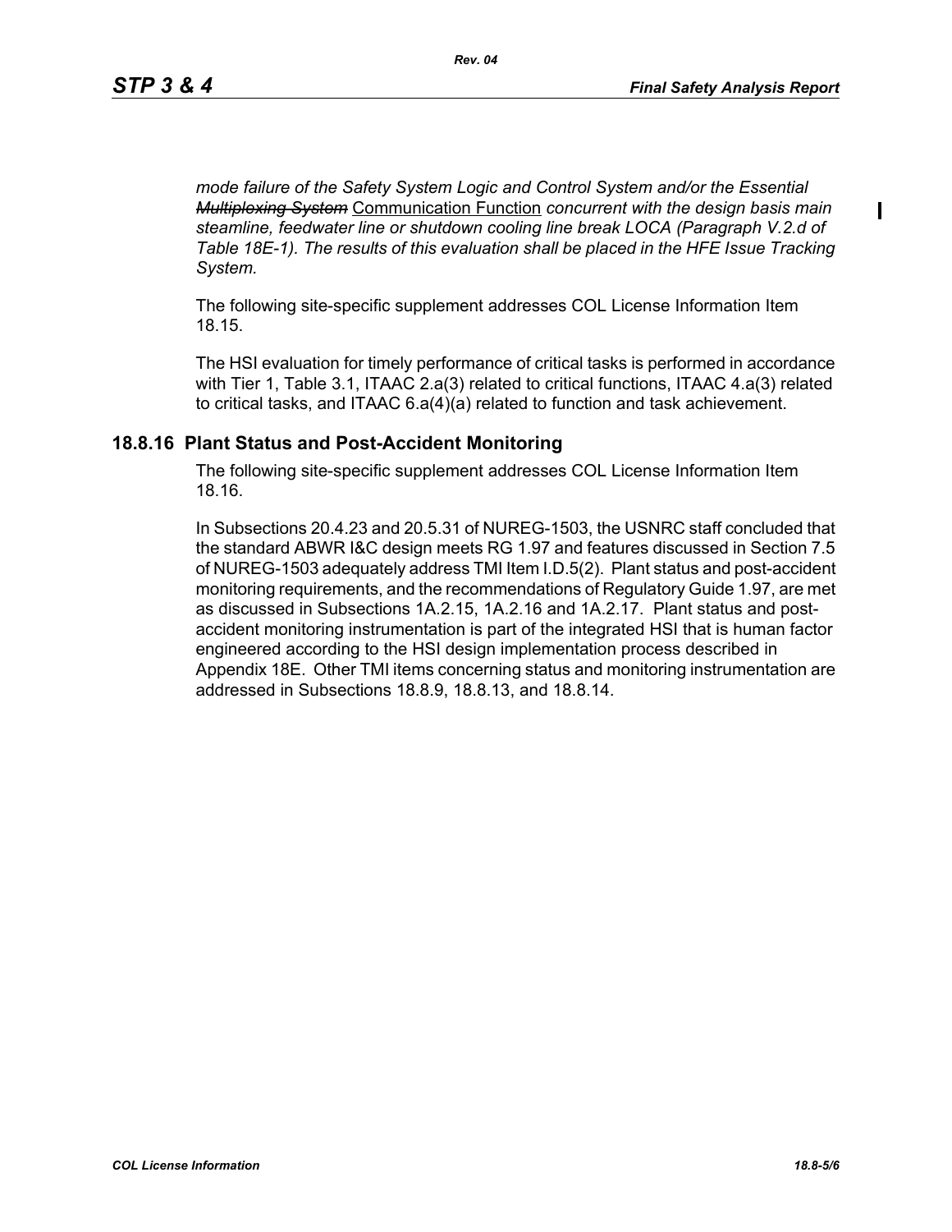*mode failure of the Safety System Logic and Control System and/or the Essential ~~Multiplexing System~~* Communication Function *concurrent with the design basis main steamline, feedwater line or shutdown cooling line break LOCA (Paragraph V.2.d of Table 18E-1). The results of this evaluation shall be placed in the HFE Issue Tracking System.*

The following site-specific supplement addresses COL License Information Item 18.15.

The HSI evaluation for timely performance of critical tasks is performed in accordance with Tier 1, Table 3.1, ITAAC 2.a(3) related to critical functions, ITAAC 4.a(3) related to critical tasks, and ITAAC 6.a(4)(a) related to function and task achievement.

### 18.8.16 Plant Status and Post-Accident Monitoring

The following site-specific supplement addresses COL License Information Item 18.16.

In Subsections 20.4.23 and 20.5.31 of NUREG-1503, the USNRC staff concluded that the standard ABWR I&C design meets RG 1.97 and features discussed in Section 7.5 of NUREG-1503 adequately address TMI Item I.D.5(2). Plant status and post-accident monitoring requirements, and the recommendations of Regulatory Guide 1.97, are met as discussed in Subsections 1A.2.15, 1A.2.16 and 1A.2.17. Plant status and post-accident monitoring instrumentation is part of the integrated HSI that is human factor engineered according to the HSI design implementation process described in Appendix 18E. Other TMI items concerning status and monitoring instrumentation are addressed in Subsections 18.8.9, 18.8.13, and 18.8.14.